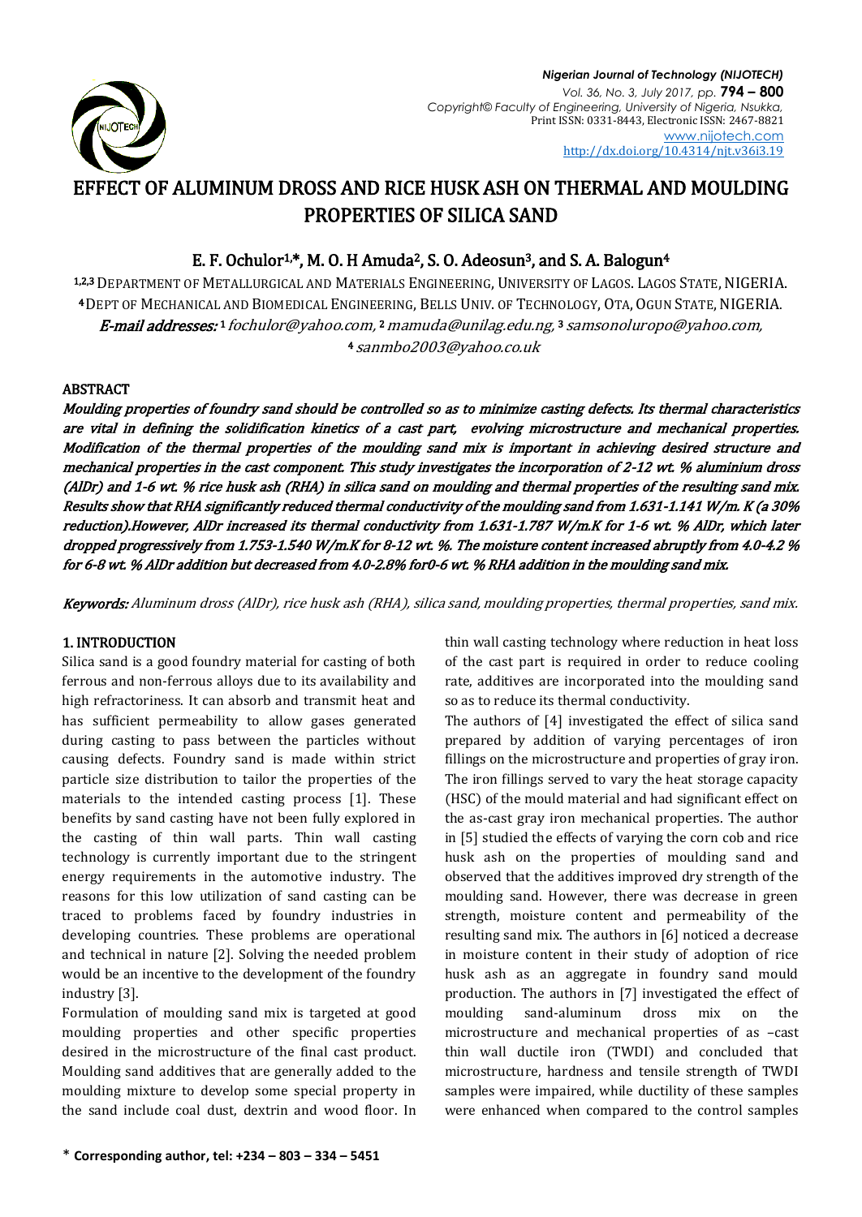# EFFECT OF ALUMINUM DROSS AND RICE HUSK ASH ON THERMAL AND MOULDING PROPERTIES OF SILICA SAND

**E. F. Ochulor[1,*], M. O. H Amuda[2], S. O. Adeosun[3], and S. A. Balogun[4]**

[1,2,3] DEPARTMENT OF METALLURGICAL AND MATERIALS ENGINEERING, UNIVERSITY OF LAGOS. LAGOS STATE, NIGERIA.
[4] DEPT OF MECHANICAL AND BIOMEDICAL ENGINEERING, BELLS UNIV. OF TECHNOLOGY, OTA, OGUN STATE, NIGERIA.
***E-mail addresses:*** [1] *fochulor@yahoo.com,* [2] *mamuda@unilag.edu.ng,* [3] *samsonoluropo@yahoo.com,* [4] *sanmbo2003@yahoo.co.uk*

## ABSTRACT

***Moulding properties of foundry sand should be controlled so as to minimize casting defects. Its thermal characteristics are vital in defining the solidification kinetics of a cast part, evolving microstructure and mechanical properties. Modification of the thermal properties of the moulding sand mix is important in achieving desired structure and mechanical properties in the cast component. This study investigates the incorporation of 2-12 wt. % aluminium dross (AlDr) and 1-6 wt. % rice husk ash (RHA) in silica sand on moulding and thermal properties of the resulting sand mix. Results show that RHA significantly reduced thermal conductivity of the moulding sand from 1.631-1.141 W/m. K (a 30% reduction).However, AlDr increased its thermal conductivity from 1.631-1.787 W/m.K for 1-6 wt. % AlDr, which later dropped progressively from 1.753-1.540 W/m.K for 8-12 wt. %. The moisture content increased abruptly from 4.0-4.2 % for 6-8 wt. % AlDr addition but decreased from 4.0-2.8% for0-6 wt. % RHA addition in the moulding sand mix.***

***Keywords:*** *Aluminum dross (AlDr), rice husk ash (RHA), silica sand, moulding properties, thermal properties, sand mix.*

## 1. INTRODUCTION

Silica sand is a good foundry material for casting of both ferrous and non-ferrous alloys due to its availability and high refractoriness. It can absorb and transmit heat and has sufficient permeability to allow gases generated during casting to pass between the particles without causing defects. Foundry sand is made within strict particle size distribution to tailor the properties of the materials to the intended casting process [1]. These benefits by sand casting have not been fully explored in the casting of thin wall parts. Thin wall casting technology is currently important due to the stringent energy requirements in the automotive industry. The reasons for this low utilization of sand casting can be traced to problems faced by foundry industries in developing countries. These problems are operational and technical in nature [2]. Solving the needed problem would be an incentive to the development of the foundry industry [3].

Formulation of moulding sand mix is targeted at good moulding properties and other specific properties desired in the microstructure of the final cast product. Moulding sand additives that are generally added to the moulding mixture to develop some special property in the sand include coal dust, dextrin and wood floor. In thin wall casting technology where reduction in heat loss of the cast part is required in order to reduce cooling rate, additives are incorporated into the moulding sand so as to reduce its thermal conductivity.

The authors of [4] investigated the effect of silica sand prepared by addition of varying percentages of iron fillings on the microstructure and properties of gray iron. The iron fillings served to vary the heat storage capacity (HSC) of the mould material and had significant effect on the as-cast gray iron mechanical properties. The author in [5] studied the effects of varying the corn cob and rice husk ash on the properties of moulding sand and observed that the additives improved dry strength of the moulding sand. However, there was decrease in green strength, moisture content and permeability of the resulting sand mix. The authors in [6] noticed a decrease in moisture content in their study of adoption of rice husk ash as an aggregate in foundry sand mould production. The authors in [7] investigated the effect of moulding sand-aluminum dross mix on the microstructure and mechanical properties of as –cast thin wall ductile iron (TWDI) and concluded that microstructure, hardness and tensile strength of TWDI samples were impaired, while ductility of these samples were enhanced when compared to the control samples

\* **Corresponding author, tel: +234 – 803 – 334 – 5451**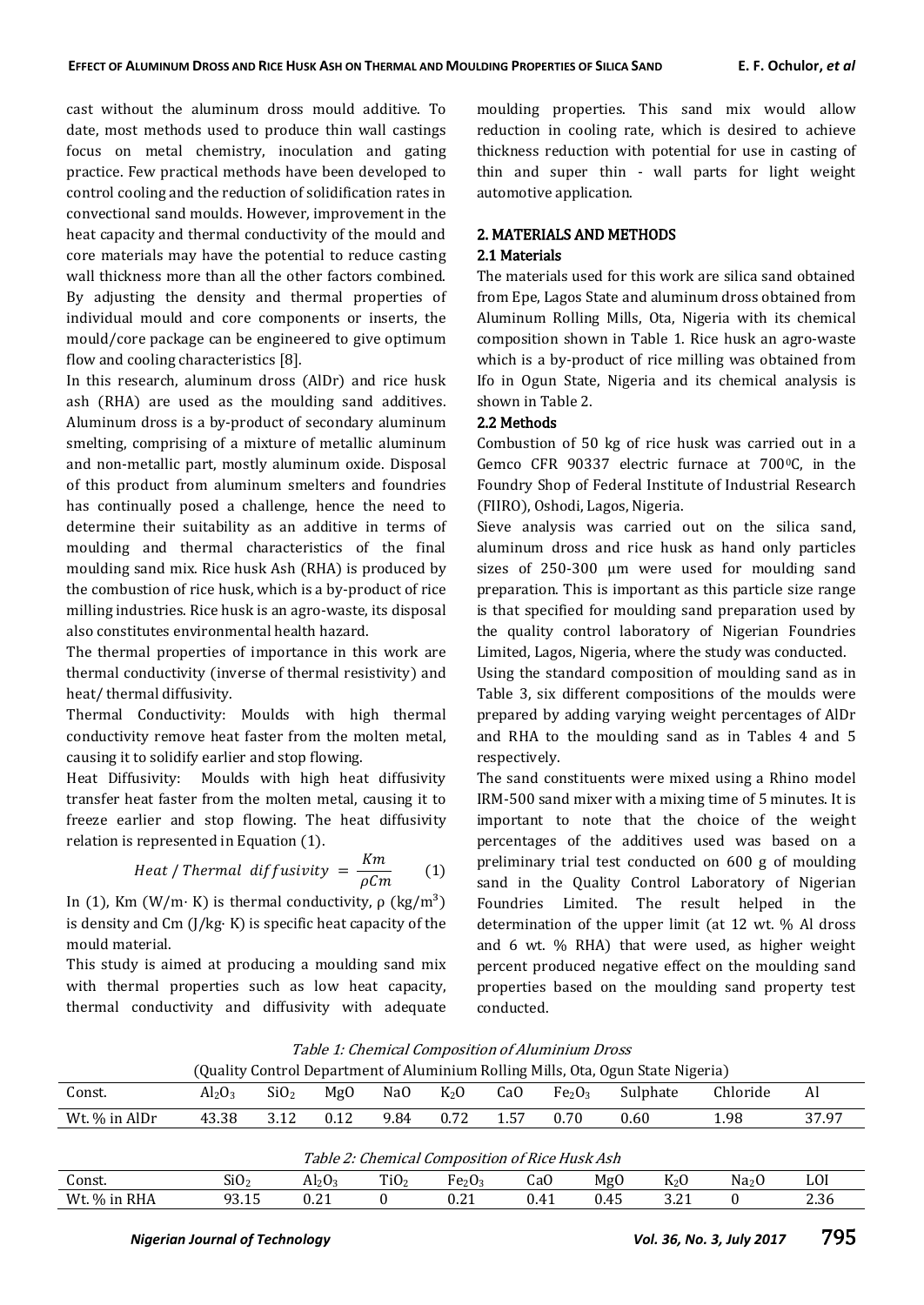cast without the aluminum dross mould additive. To date, most methods used to produce thin wall castings focus on metal chemistry, inoculation and gating practice. Few practical methods have been developed to control cooling and the reduction of solidification rates in convectional sand moulds. However, improvement in the heat capacity and thermal conductivity of the mould and core materials may have the potential to reduce casting wall thickness more than all the other factors combined. By adjusting the density and thermal properties of individual mould and core components or inserts, the mould/core package can be engineered to give optimum flow and cooling characteristics [8].

In this research, aluminum dross (AlDr) and rice husk ash (RHA) are used as the moulding sand additives. Aluminum dross is a by-product of secondary aluminum smelting, comprising of a mixture of metallic aluminum and non-metallic part, mostly aluminum oxide. Disposal of this product from aluminum smelters and foundries has continually posed a challenge, hence the need to determine their suitability as an additive in terms of moulding and thermal characteristics of the final moulding sand mix. Rice husk Ash (RHA) is produced by the combustion of rice husk, which is a by-product of rice milling industries. Rice husk is an agro-waste, its disposal also constitutes environmental health hazard.

The thermal properties of importance in this work are thermal conductivity (inverse of thermal resistivity) and heat/ thermal diffusivity.

Thermal Conductivity: Moulds with high thermal conductivity remove heat faster from the molten metal, causing it to solidify earlier and stop flowing.

Heat Diffusivity: Moulds with high heat diffusivity transfer heat faster from the molten metal, causing it to freeze earlier and stop flowing. The heat diffusivity relation is represented in Equation (1).

$$Heat\ /\ Thermal\ diffusivity = \frac{Km}{\rho Cm} \qquad (1)$$

In (1), Km (W/m· K) is thermal conductivity, ρ (kg/m$^3$) is density and Cm (J/kg· K) is specific heat capacity of the mould material.

This study is aimed at producing a moulding sand mix with thermal properties such as low heat capacity, thermal conductivity and diffusivity with adequate moulding properties. This sand mix would allow reduction in cooling rate, which is desired to achieve thickness reduction with potential for use in casting of thin and super thin - wall parts for light weight automotive application.

## 2. MATERIALS AND METHODS

### 2.1 Materials

The materials used for this work are silica sand obtained from Epe, Lagos State and aluminum dross obtained from Aluminum Rolling Mills, Ota, Nigeria with its chemical composition shown in Table 1. Rice husk an agro-waste which is a by-product of rice milling was obtained from Ifo in Ogun State, Nigeria and its chemical analysis is shown in Table 2.

### 2.2 Methods

Combustion of 50 kg of rice husk was carried out in a Gemco CFR 90337 electric furnace at 700$^0$C, in the Foundry Shop of Federal Institute of Industrial Research (FIIRO), Oshodi, Lagos, Nigeria.

Sieve analysis was carried out on the silica sand, aluminum dross and rice husk as hand only particles sizes of 250-300 µm were used for moulding sand preparation. This is important as this particle size range is that specified for moulding sand preparation used by the quality control laboratory of Nigerian Foundries Limited, Lagos, Nigeria, where the study was conducted.

Using the standard composition of moulding sand as in Table 3, six different compositions of the moulds were prepared by adding varying weight percentages of AlDr and RHA to the moulding sand as in Tables 4 and 5 respectively.

The sand constituents were mixed using a Rhino model IRM-500 sand mixer with a mixing time of 5 minutes. It is important to note that the choice of the weight percentages of the additives used was based on a preliminary trial test conducted on 600 g of moulding sand in the Quality Control Laboratory of Nigerian Foundries Limited. The result helped in the determination of the upper limit (at 12 wt. % Al dross and 6 wt. % RHA) that were used, as higher weight percent produced negative effect on the moulding sand properties based on the moulding sand property test conducted.

*Table 1: Chemical Composition of Aluminium Dross*
(Quality Control Department of Aluminium Rolling Mills, Ota, Ogun State Nigeria)

| Const. | $Al_2O_3$ | $SiO_2$ | MgO | NaO | $K_2O$ | CaO | $Fe_2O_3$ | Sulphate | Chloride | Al |
|---|---|---|---|---|---|---|---|---|---|---|
| Wt. % in AlDr | 43.38 | 3.12 | 0.12 | 9.84 | 0.72 | 1.57 | 0.70 | 0.60 | 1.98 | 37.97 |

*Table 2: Chemical Composition of Rice Husk Ash*

| Const. | $SiO_2$ | $Al_2O_3$ | $TiO_2$ | $Fe_2O_3$ | CaO | MgO | $K_2O$ | $Na_2O$ | LOI |
|---|---|---|---|---|---|---|---|---|---|
| Wt. % in RHA | 93.15 | 0.21 | 0 | 0.21 | 0.41 | 0.45 | 3.21 | 0 | 2.36 |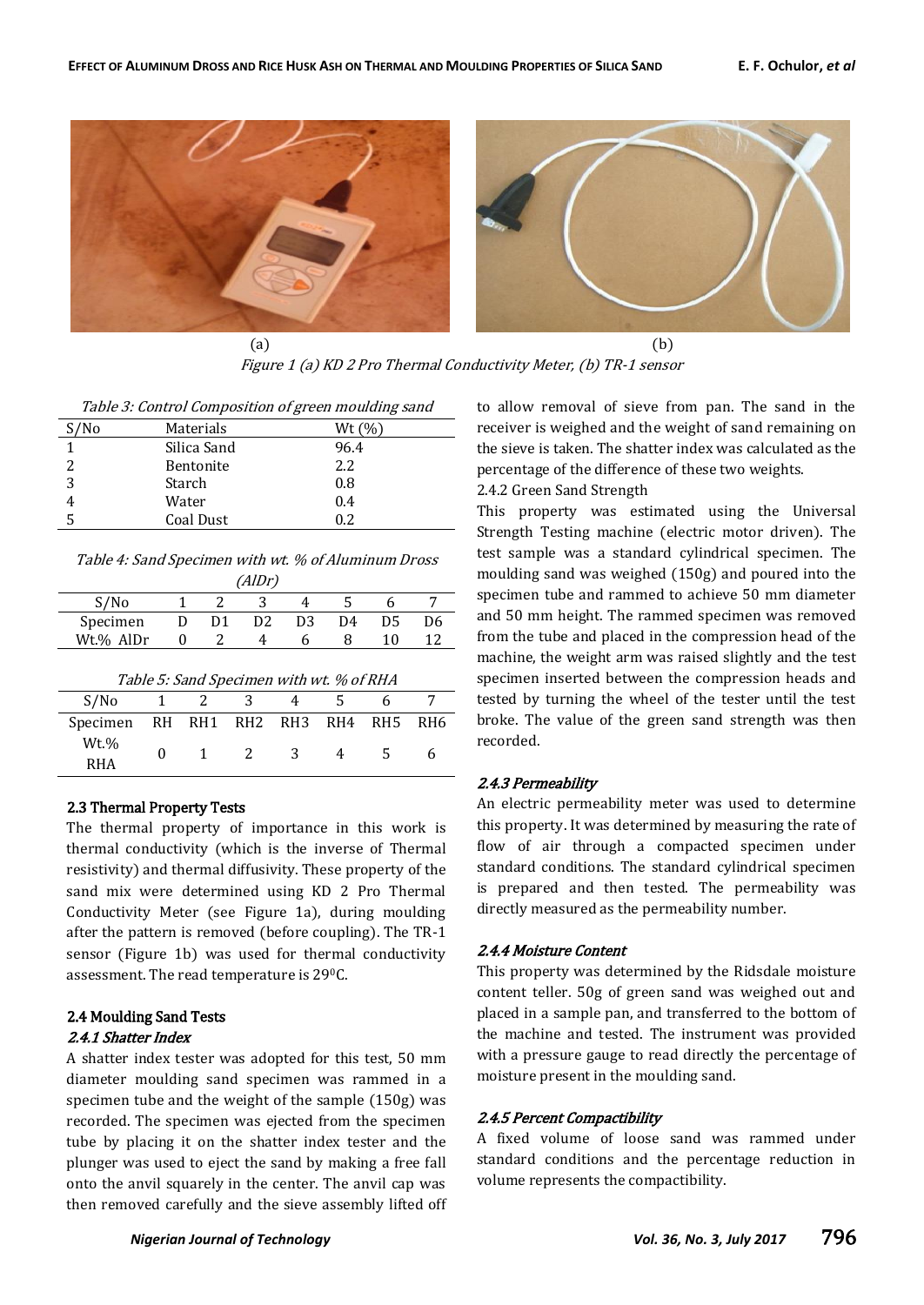(a) (b)

*Figure 1 (a) KD 2 Pro Thermal Conductivity Meter, (b) TR-1 sensor*

*Table 3: Control Composition of green moulding sand*

| S/No | Materials | Wt (%) |
|---|---|---|
| 1 | Silica Sand | 96.4 |
| 2 | Bentonite | 2.2 |
| 3 | Starch | 0.8 |
| 4 | Water | 0.4 |
| 5 | Coal Dust | 0.2 |

*Table 4: Sand Specimen with wt. % of Aluminum Dross (AlDr)*

| S/No | 1 | 2 | 3 | 4 | 5 | 6 | 7 |
|---|---|---|---|---|---|---|---|
| Specimen | D | D1 | D2 | D3 | D4 | D5 | D6 |
| Wt.% AlDr | 0 | 2 | 4 | 6 | 8 | 10 | 12 |

*Table 5: Sand Specimen with wt. % of RHA*

| S/No | 1 | 2 | 3 | 4 | 5 | 6 | 7 |
|---|---|---|---|---|---|---|---|
| Specimen | RH | RH1 | RH2 | RH3 | RH4 | RH5 | RH6 |
| Wt.% RHA | 0 | 1 | 2 | 3 | 4 | 5 | 6 |

### 2.3 Thermal Property Tests

The thermal property of importance in this work is thermal conductivity (which is the inverse of Thermal resistivity) and thermal diffusivity. These property of the sand mix were determined using KD 2 Pro Thermal Conductivity Meter (see Figure 1a), during moulding after the pattern is removed (before coupling). The TR-1 sensor (Figure 1b) was used for thermal conductivity assessment. The read temperature is $29^0$C.

### 2.4 Moulding Sand Tests

#### *2.4.1 Shatter Index*

A shatter index tester was adopted for this test, 50 mm diameter moulding sand specimen was rammed in a specimen tube and the weight of the sample (150g) was recorded. The specimen was ejected from the specimen tube by placing it on the shatter index tester and the plunger was used to eject the sand by making a free fall onto the anvil squarely in the center. The anvil cap was then removed carefully and the sieve assembly lifted off to allow removal of sieve from pan. The sand in the receiver is weighed and the weight of sand remaining on the sieve is taken. The shatter index was calculated as the percentage of the difference of these two weights.

#### 2.4.2 Green Sand Strength

This property was estimated using the Universal Strength Testing machine (electric motor driven). The test sample was a standard cylindrical specimen. The moulding sand was weighed (150g) and poured into the specimen tube and rammed to achieve 50 mm diameter and 50 mm height. The rammed specimen was removed from the tube and placed in the compression head of the machine, the weight arm was raised slightly and the test specimen inserted between the compression heads and tested by turning the wheel of the tester until the test broke. The value of the green sand strength was then recorded.

#### *2.4.3 Permeability*

An electric permeability meter was used to determine this property. It was determined by measuring the rate of flow of air through a compacted specimen under standard conditions. The standard cylindrical specimen is prepared and then tested. The permeability was directly measured as the permeability number.

#### *2.4.4 Moisture Content*

This property was determined by the Ridsdale moisture content teller. 50g of green sand was weighed out and placed in a sample pan, and transferred to the bottom of the machine and tested. The instrument was provided with a pressure gauge to read directly the percentage of moisture present in the moulding sand.

#### *2.4.5 Percent Compactibility*

A fixed volume of loose sand was rammed under standard conditions and the percentage reduction in volume represents the compactibility.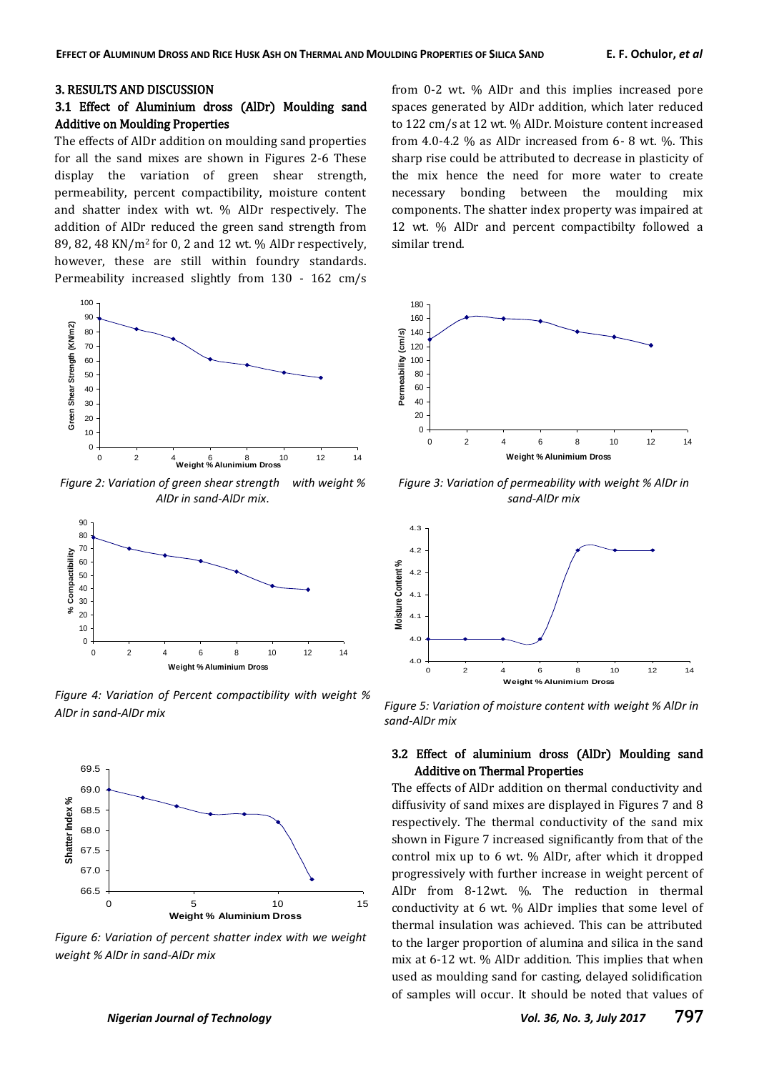## 3. RESULTS AND DISCUSSION

### 3.1 Effect of Aluminium dross (AlDr) Moulding sand Additive on Moulding Properties

The effects of AlDr addition on moulding sand properties for all the sand mixes are shown in Figures 2-6 These display the variation of green shear strength, permeability, percent compactibility, moisture content and shatter index with wt. % AlDr respectively. The addition of AlDr reduced the green sand strength from 89, 82, 48 KN/m$^2$ for 0, 2 and 12 wt. % AlDr respectively, however, these are still within foundry standards. Permeability increased slightly from 130 - 162 cm/s from 0-2 wt. % AlDr and this implies increased pore spaces generated by AlDr addition, which later reduced to 122 cm/s at 12 wt. % AlDr. Moisture content increased from 4.0-4.2 % as AlDr increased from 6- 8 wt. %. This sharp rise could be attributed to decrease in plasticity of the mix hence the need for more water to create necessary bonding between the moulding mix components. The shatter index property was impaired at 12 wt. % AlDr and percent compactibilty followed a similar trend.

*Figure 2: Variation of green shear strength with weight % AlDr in sand-AlDr mix.*

*Figure 3: Variation of permeability with weight % AlDr in sand-AlDr mix*

*Figure 4: Variation of Percent compactibility with weight % AlDr in sand-AlDr mix*

*Figure 5: Variation of moisture content with weight % AlDr in sand-AlDr mix*

*Figure 6: Variation of percent shatter index with we weight weight % AlDr in sand-AlDr mix*

### 3.2 Effect of aluminium dross (AlDr) Moulding sand Additive on Thermal Properties

The effects of AlDr addition on thermal conductivity and diffusivity of sand mixes are displayed in Figures 7 and 8 respectively. The thermal conductivity of the sand mix shown in Figure 7 increased significantly from that of the control mix up to 6 wt. % AlDr, after which it dropped progressively with further increase in weight percent of AlDr from 8-12wt. %. The reduction in thermal conductivity at 6 wt. % AlDr implies that some level of thermal insulation was achieved. This can be attributed to the larger proportion of alumina and silica in the sand mix at 6-12 wt. % AlDr addition. This implies that when used as moulding sand for casting, delayed solidification of samples will occur. It should be noted that values of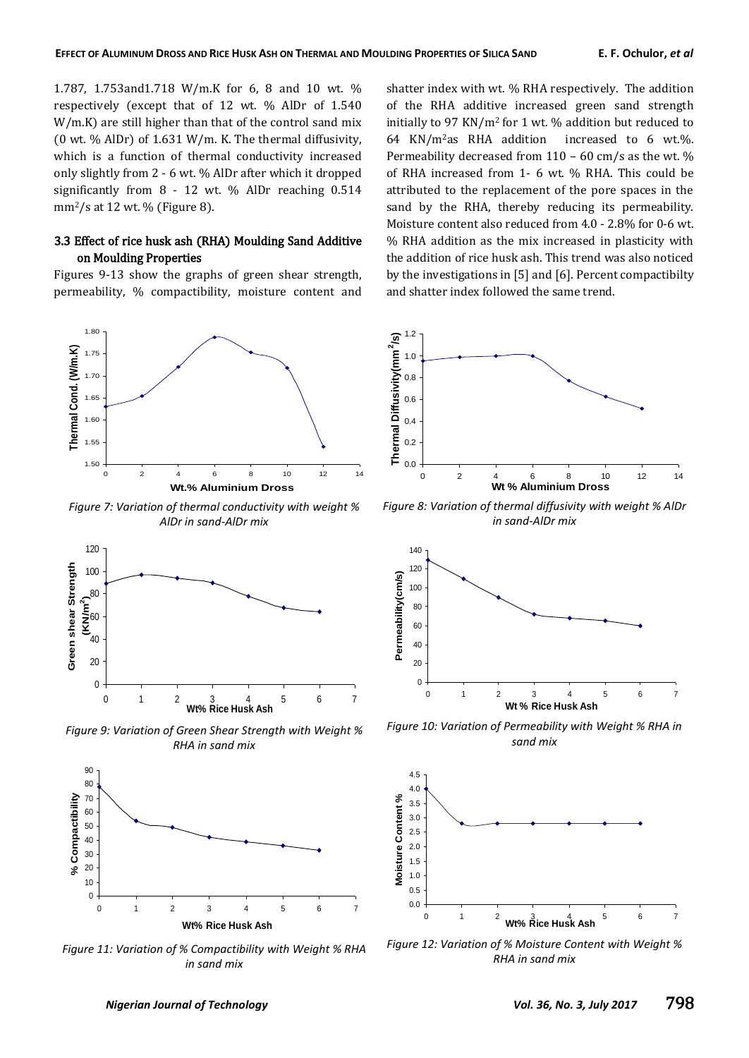1.787, 1.753and1.718 W/m.K for 6, 8 and 10 wt. % respectively (except that of 12 wt. % AlDr of 1.540 W/m.K) are still higher than that of the control sand mix (0 wt. % AlDr) of 1.631 W/m. K. The thermal diffusivity, which is a function of thermal conductivity increased only slightly from 2 - 6 wt. % AlDr after which it dropped significantly from 8 - 12 wt. % AlDr reaching 0.514 $mm^2/s$ at 12 wt. % (Figure 8).

### 3.3 Effect of rice husk ash (RHA) Moulding Sand Additive on Moulding Properties

Figures 9-13 show the graphs of green shear strength, permeability, % compactibility, moisture content and shatter index with wt. % RHA respectively. The addition of the RHA additive increased green sand strength initially to 97 $KN/m^2$ for 1 wt. % addition but reduced to 64 $KN/m^2$as RHA addition increased to 6 wt.%. Permeability decreased from 110 – 60 cm/s as the wt. % of RHA increased from 1- 6 wt. % RHA. This could be attributed to the replacement of the pore spaces in the sand by the RHA, thereby reducing its permeability. Moisture content also reduced from 4.0 - 2.8% for 0-6 wt. % RHA addition as the mix increased in plasticity with the addition of rice husk ash. This trend was also noticed by the investigations in [5] and [6]. Percent compactibilty and shatter index followed the same trend.

*Figure 7: Variation of thermal conductivity with weight % AlDr in sand-AlDr mix*

*Figure 8: Variation of thermal diffusivity with weight % AlDr in sand-AlDr mix*

*Figure 9: Variation of Green Shear Strength with Weight % RHA in sand mix*

*Figure 10: Variation of Permeability with Weight % RHA in sand mix*

*Figure 11: Variation of % Compactibility with Weight % RHA in sand mix*

*Figure 12: Variation of % Moisture Content with Weight % RHA in sand mix*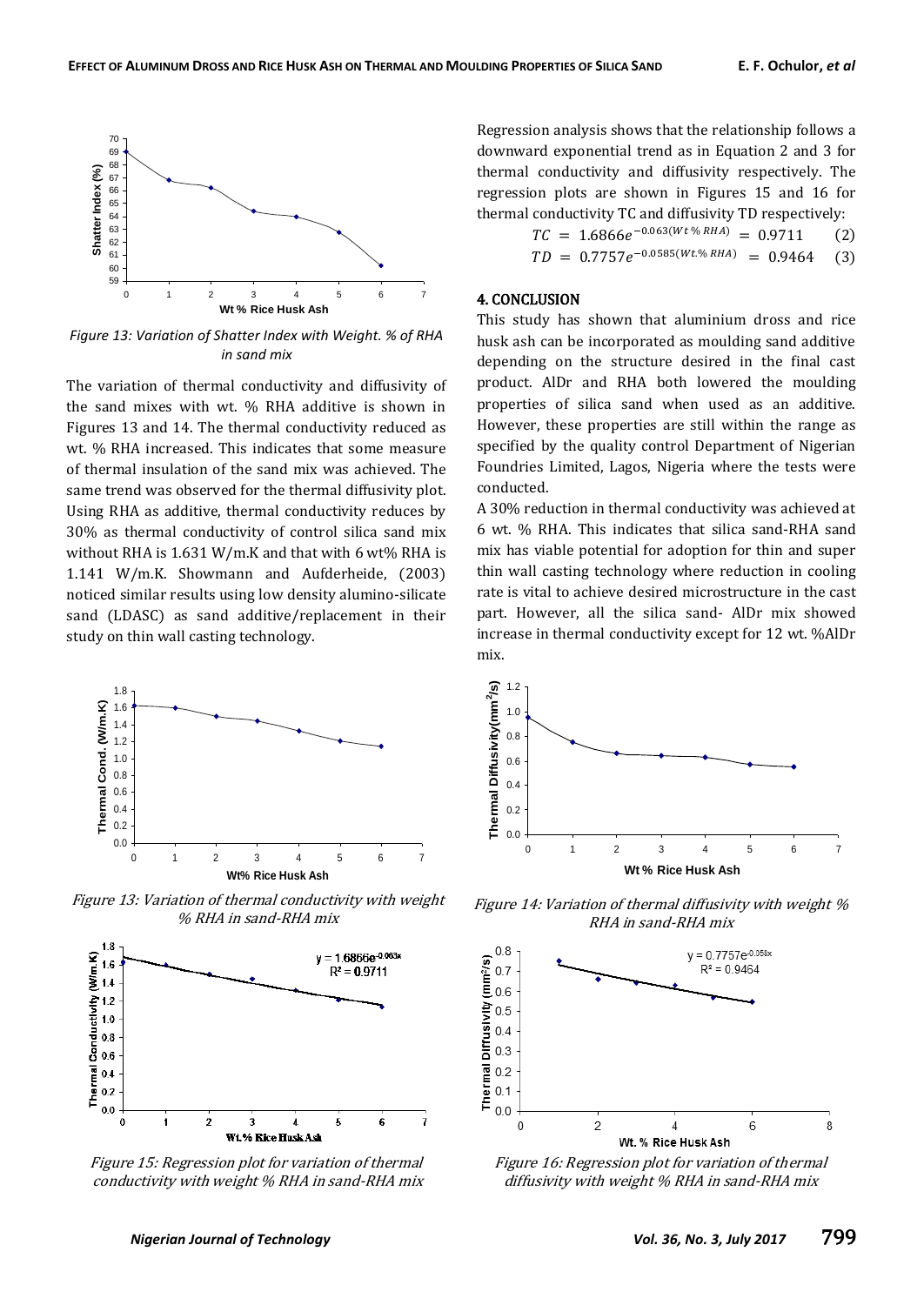Figure 13: Variation of Shatter Index with Weight. % of RHA in sand mix

The variation of thermal conductivity and diffusivity of the sand mixes with wt. % RHA additive is shown in Figures 13 and 14. The thermal conductivity reduced as wt. % RHA increased. This indicates that some measure of thermal insulation of the sand mix was achieved. The same trend was observed for the thermal diffusivity plot. Using RHA as additive, thermal conductivity reduces by 30% as thermal conductivity of control silica sand mix without RHA is 1.631 W/m.K and that with 6 wt% RHA is 1.141 W/m.K. Showmann and Aufderheide, (2003) noticed similar results using low density alumino-silicate sand (LDASC) as sand additive/replacement in their study on thin wall casting technology.

Figure 13: Variation of thermal conductivity with weight % RHA in sand-RHA mix

Figure 15: Regression plot for variation of thermal conductivity with weight % RHA in sand-RHA mix

Regression analysis shows that the relationship follows a downward exponential trend as in Equation 2 and 3 for thermal conductivity and diffusivity respectively. The regression plots are shown in Figures 15 and 16 for thermal conductivity TC and diffusivity TD respectively:

$$TC = 1.6866e^{-0.063(Wt\,\%\,RHA)} = 0.9711 \qquad (2)$$

$$TD = 0.7757e^{-0.0585(Wt.\%\,RHA)} = 0.9464 \qquad (3)$$

## 4. CONCLUSION

This study has shown that aluminium dross and rice husk ash can be incorporated as moulding sand additive depending on the structure desired in the final cast product. AlDr and RHA both lowered the moulding properties of silica sand when used as an additive. However, these properties are still within the range as specified by the quality control Department of Nigerian Foundries Limited, Lagos, Nigeria where the tests were conducted.

A 30% reduction in thermal conductivity was achieved at 6 wt. % RHA. This indicates that silica sand-RHA sand mix has viable potential for adoption for thin and super thin wall casting technology where reduction in cooling rate is vital to achieve desired microstructure in the cast part. However, all the silica sand- AlDr mix showed increase in thermal conductivity except for 12 wt. %AlDr mix.

Figure 14: Variation of thermal diffusivity with weight % RHA in sand-RHA mix

Figure 16: Regression plot for variation of thermal diffusivity with weight % RHA in sand-RHA mix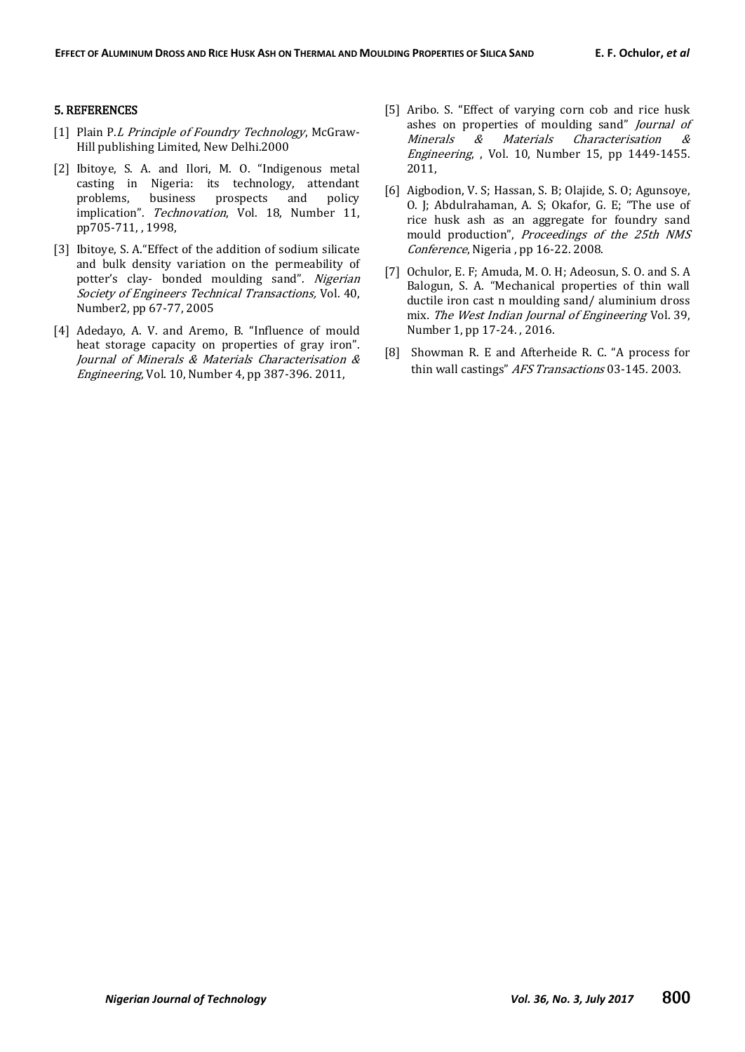## 5. REFERENCES

[1] Plain P.*L Principle of Foundry Technology*, McGraw-Hill publishing Limited, New Delhi.2000

[2] Ibitoye, S. A. and Ilori, M. O. "Indigenous metal casting in Nigeria: its technology, attendant problems, business prospects and policy implication". *Technovation*, Vol. 18, Number 11, pp705-711, , 1998,

[3] Ibitoye, S. A."Effect of the addition of sodium silicate and bulk density variation on the permeability of potter's clay- bonded moulding sand". *Nigerian Society of Engineers Technical Transactions,* Vol. 40, Number2, pp 67-77, 2005

[4] Adedayo, A. V. and Aremo, B. "Influence of mould heat storage capacity on properties of gray iron". *Journal of Minerals & Materials Characterisation & Engineering*, Vol. 10, Number 4, pp 387-396. 2011,

[5] Aribo. S. "Effect of varying corn cob and rice husk ashes on properties of moulding sand" *Journal of Minerals & Materials Characterisation & Engineering*, , Vol. 10, Number 15, pp 1449-1455. 2011,

[6] Aigbodion, V. S; Hassan, S. B; Olajide, S. O; Agunsoye, O. J; Abdulrahaman, A. S; Okafor, G. E; "The use of rice husk ash as an aggregate for foundry sand mould production", *Proceedings of the 25th NMS Conference*, Nigeria , pp 16-22. 2008.

[7] Ochulor, E. F; Amuda, M. O. H; Adeosun, S. O. and S. A Balogun, S. A. "Mechanical properties of thin wall ductile iron cast n moulding sand/ aluminium dross mix. *The West Indian Journal of Engineering* Vol. 39, Number 1, pp 17-24. , 2016.

[8] Showman R. E and Afterheide R. C. "A process for thin wall castings" *AFS Transactions* 03-145. 2003.